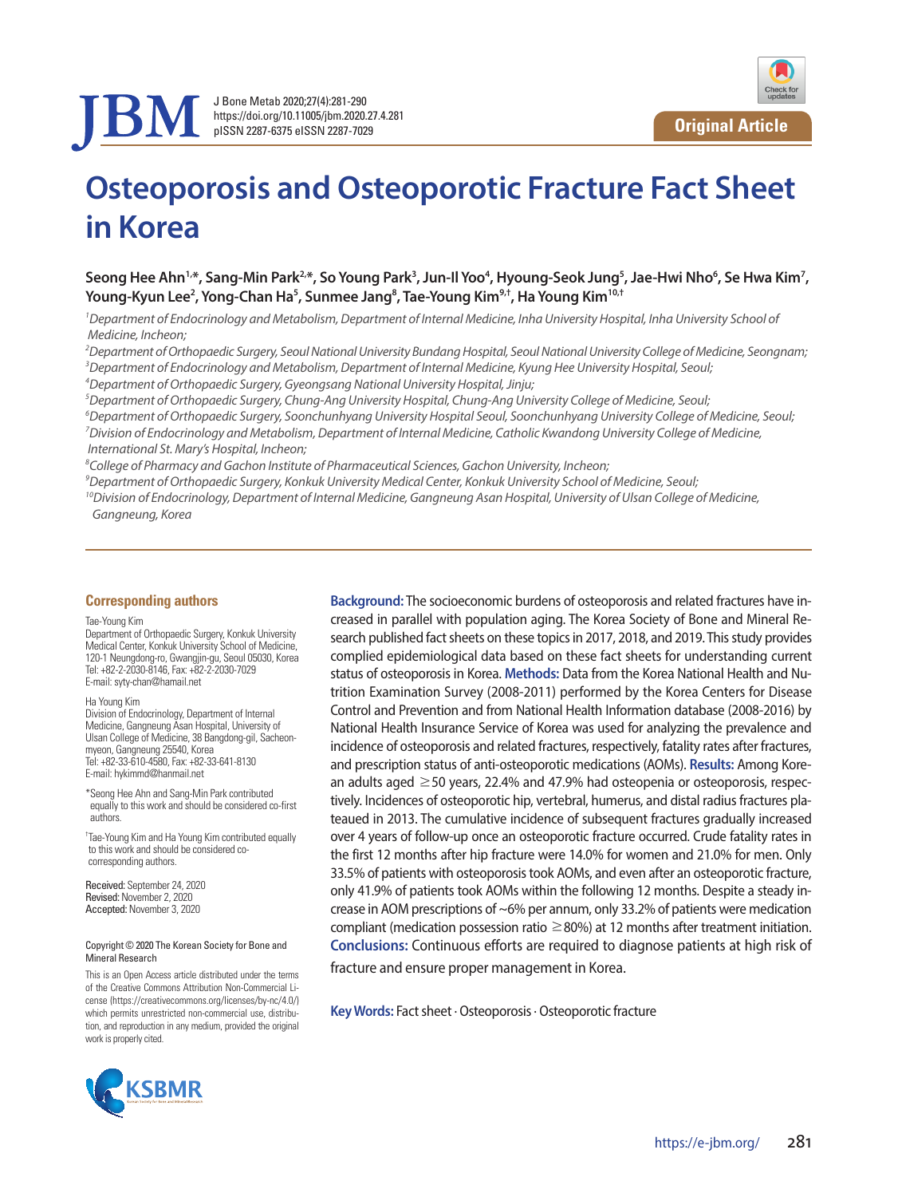Original Article

# Osteoporosis and Osteoporotic Fracture Fact Sheet in Korea

**Seong Hee Ahn[1,*], Sang-Min Park[2,*], So Young Park[3], Jun-Il Yoo[4], Hyoung-Seok Jung[5], Jae-Hwi Nho[6], Se Hwa Kim[7], Young-Kyun Lee[2], Yong-Chan Ha[5], Sunmee Jang[8], Tae-Young Kim[9,†], Ha Young Kim[10,†]**

[1]*Department of Endocrinology and Metabolism, Department of Internal Medicine, Inha University Hospital, Inha University School of Medicine, Incheon;*
[2]*Department of Orthopaedic Surgery, Seoul National University Bundang Hospital, Seoul National University College of Medicine, Seongnam;*
[3]*Department of Endocrinology and Metabolism, Department of Internal Medicine, Kyung Hee University Hospital, Seoul;*
[4]*Department of Orthopaedic Surgery, Gyeongsang National University Hospital, Jinju;*
[5]*Department of Orthopaedic Surgery, Chung-Ang University Hospital, Chung-Ang University College of Medicine, Seoul;*
[6]*Department of Orthopaedic Surgery, Soonchunhyang University Hospital Seoul, Soonchunhyang University College of Medicine, Seoul;*
[7]*Division of Endocrinology and Metabolism, Department of Internal Medicine, Catholic Kwandong University College of Medicine, International St. Mary's Hospital, Incheon;*
[8]*College of Pharmacy and Gachon Institute of Pharmaceutical Sciences, Gachon University, Incheon;*
[9]*Department of Orthopaedic Surgery, Konkuk University Medical Center, Konkuk University School of Medicine, Seoul;*
[10]*Division of Endocrinology, Department of Internal Medicine, Gangneung Asan Hospital, University of Ulsan College of Medicine, Gangneung, Korea*

**Background:** The socioeconomic burdens of osteoporosis and related fractures have increased in parallel with population aging. The Korea Society of Bone and Mineral Research published fact sheets on these topics in 2017, 2018, and 2019. This study provides complied epidemiological data based on these fact sheets for understanding current status of osteoporosis in Korea. **Methods:** Data from the Korea National Health and Nutrition Examination Survey (2008-2011) performed by the Korea Centers for Disease Control and Prevention and from National Health Information database (2008-2016) by National Health Insurance Service of Korea was used for analyzing the prevalence and incidence of osteoporosis and related fractures, respectively, fatality rates after fractures, and prescription status of anti-osteoporotic medications (AOMs). **Results:** Among Korean adults aged ≥50 years, 22.4% and 47.9% had osteopenia or osteoporosis, respectively. Incidences of osteoporotic hip, vertebral, humerus, and distal radius fractures plateaued in 2013. The cumulative incidence of subsequent fractures gradually increased over 4 years of follow-up once an osteoporotic fracture occurred. Crude fatality rates in the first 12 months after hip fracture were 14.0% for women and 21.0% for men. Only 33.5% of patients with osteoporosis took AOMs, and even after an osteoporotic fracture, only 41.9% of patients took AOMs within the following 12 months. Despite a steady increase in AOM prescriptions of ~6% per annum, only 33.2% of patients were medication compliant (medication possession ratio ≥80%) at 12 months after treatment initiation. **Conclusions:** Continuous efforts are required to diagnose patients at high risk of fracture and ensure proper management in Korea.

**Key Words:** Fact sheet · Osteoporosis · Osteoporotic fracture

**Corresponding authors**

Tae-Young Kim
Department of Orthopaedic Surgery, Konkuk University Medical Center, Konkuk University School of Medicine, 120-1 Neungdong-ro, Gwangjin-gu, Seoul 05030, Korea
Tel: +82-2-2030-8146, Fax: +82-2-2030-7029
E-mail: syty-chan@hamail.net

Ha Young Kim
Division of Endocrinology, Department of Internal Medicine, Gangneung Asan Hospital, University of Ulsan College of Medicine, 38 Bangdong-gil, Sacheon-myeon, Gangneung 25540, Korea
Tel: +82-33-610-4580, Fax: +82-33-641-8130
E-mail: hykimmd@hanmail.net

*Seong Hee Ahn and Sang-Min Park contributed equally to this work and should be considered co-first authors.

†Tae-Young Kim and Ha Young Kim contributed equally to this work and should be considered co-corresponding authors.

Received: September 24, 2020
Revised: November 2, 2020
Accepted: November 3, 2020

Copyright © 2020 The Korean Society for Bone and Mineral Research

This is an Open Access article distributed under the terms of the Creative Commons Attribution Non-Commercial License (https://creativecommons.org/licenses/by-nc/4.0/) which permits unrestricted non-commercial use, distribution, and reproduction in any medium, provided the original work is properly cited.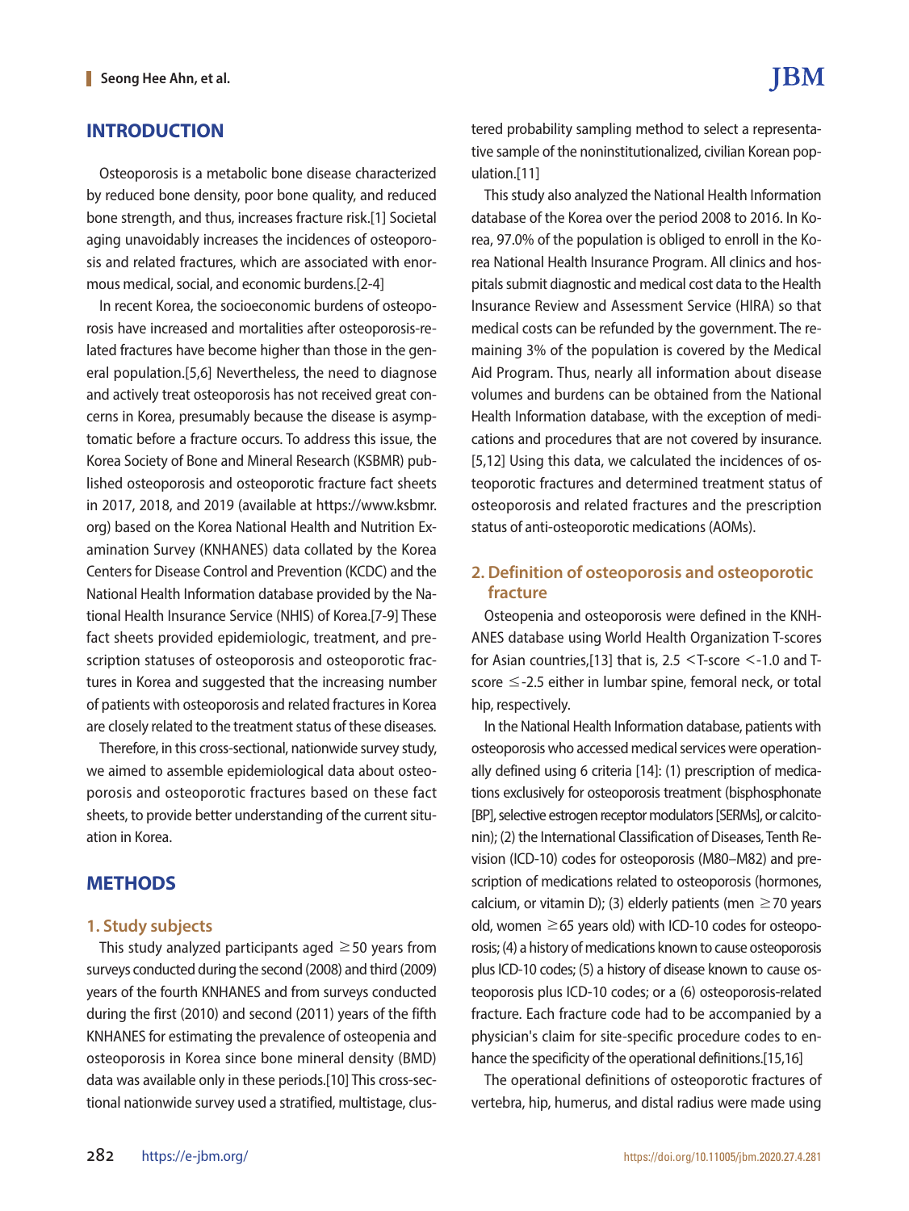## INTRODUCTION

Osteoporosis is a metabolic bone disease characterized by reduced bone density, poor bone quality, and reduced bone strength, and thus, increases fracture risk.[1] Societal aging unavoidably increases the incidences of osteoporosis and related fractures, which are associated with enormous medical, social, and economic burdens.[2-4]

In recent Korea, the socioeconomic burdens of osteoporosis have increased and mortalities after osteoporosis-related fractures have become higher than those in the general population.[5,6] Nevertheless, the need to diagnose and actively treat osteoporosis has not received great concerns in Korea, presumably because the disease is asymptomatic before a fracture occurs. To address this issue, the Korea Society of Bone and Mineral Research (KSBMR) published osteoporosis and osteoporotic fracture fact sheets in 2017, 2018, and 2019 (available at https://www.ksbmr.org) based on the Korea National Health and Nutrition Examination Survey (KNHANES) data collated by the Korea Centers for Disease Control and Prevention (KCDC) and the National Health Information database provided by the National Health Insurance Service (NHIS) of Korea.[7-9] These fact sheets provided epidemiologic, treatment, and prescription statuses of osteoporosis and osteoporotic fractures in Korea and suggested that the increasing number of patients with osteoporosis and related fractures in Korea are closely related to the treatment status of these diseases.

Therefore, in this cross-sectional, nationwide survey study, we aimed to assemble epidemiological data about osteoporosis and osteoporotic fractures based on these fact sheets, to provide better understanding of the current situation in Korea.

## METHODS

### 1. Study subjects

This study analyzed participants aged ≥50 years from surveys conducted during the second (2008) and third (2009) years of the fourth KNHANES and from surveys conducted during the first (2010) and second (2011) years of the fifth KNHANES for estimating the prevalence of osteopenia and osteoporosis in Korea since bone mineral density (BMD) data was available only in these periods.[10] This cross-sectional nationwide survey used a stratified, multistage, clustered probability sampling method to select a representative sample of the noninstitutionalized, civilian Korean population.[11]

This study also analyzed the National Health Information database of the Korea over the period 2008 to 2016. In Korea, 97.0% of the population is obliged to enroll in the Korea National Health Insurance Program. All clinics and hospitals submit diagnostic and medical cost data to the Health Insurance Review and Assessment Service (HIRA) so that medical costs can be refunded by the government. The remaining 3% of the population is covered by the Medical Aid Program. Thus, nearly all information about disease volumes and burdens can be obtained from the National Health Information database, with the exception of medications and procedures that are not covered by insurance.[5,12] Using this data, we calculated the incidences of osteoporotic fractures and determined treatment status of osteoporosis and related fractures and the prescription status of anti-osteoporotic medications (AOMs).

### 2. Definition of osteoporosis and osteoporotic fracture

Osteopenia and osteoporosis were defined in the KNHANES database using World Health Organization T-scores for Asian countries,[13] that is, 2.5 <T-score <-1.0 and T-score ≤-2.5 either in lumbar spine, femoral neck, or total hip, respectively.

In the National Health Information database, patients with osteoporosis who accessed medical services were operationally defined using 6 criteria [14]: (1) prescription of medications exclusively for osteoporosis treatment (bisphosphonate [BP], selective estrogen receptor modulators [SERMs], or calcitonin); (2) the International Classification of Diseases, Tenth Revision (ICD-10) codes for osteoporosis (M80–M82) and prescription of medications related to osteoporosis (hormones, calcium, or vitamin D); (3) elderly patients (men ≥70 years old, women ≥65 years old) with ICD-10 codes for osteoporosis; (4) a history of medications known to cause osteoporosis plus ICD-10 codes; (5) a history of disease known to cause osteoporosis plus ICD-10 codes; or a (6) osteoporosis-related fracture. Each fracture code had to be accompanied by a physician's claim for site-specific procedure codes to enhance the specificity of the operational definitions.[15,16]

The operational definitions of osteoporotic fractures of vertebra, hip, humerus, and distal radius were made using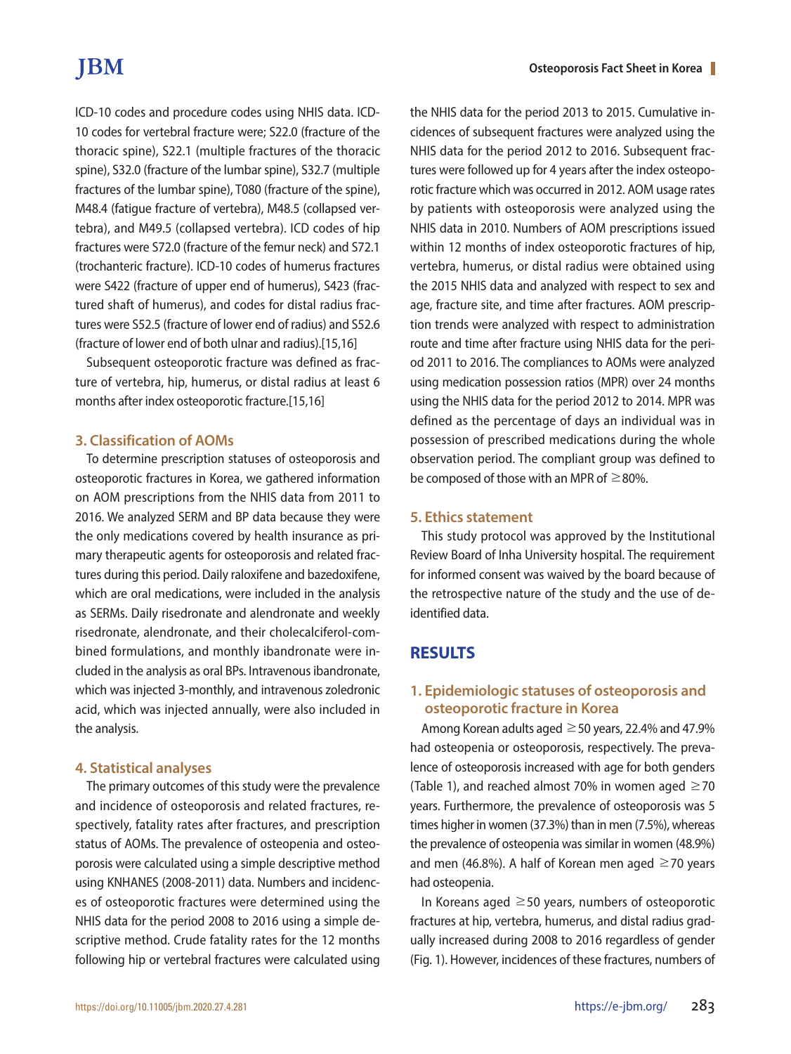ICD-10 codes and procedure codes using NHIS data. ICD-10 codes for vertebral fracture were; S22.0 (fracture of the thoracic spine), S22.1 (multiple fractures of the thoracic spine), S32.0 (fracture of the lumbar spine), S32.7 (multiple fractures of the lumbar spine), T080 (fracture of the spine), M48.4 (fatigue fracture of vertebra), M48.5 (collapsed vertebra), and M49.5 (collapsed vertebra). ICD codes of hip fractures were S72.0 (fracture of the femur neck) and S72.1 (trochanteric fracture). ICD-10 codes of humerus fractures were S422 (fracture of upper end of humerus), S423 (fractured shaft of humerus), and codes for distal radius fractures were S52.5 (fracture of lower end of radius) and S52.6 (fracture of lower end of both ulnar and radius).[15,16]

Subsequent osteoporotic fracture was defined as fracture of vertebra, hip, humerus, or distal radius at least 6 months after index osteoporotic fracture.[15,16]

### 3. Classification of AOMs

To determine prescription statuses of osteoporosis and osteoporotic fractures in Korea, we gathered information on AOM prescriptions from the NHIS data from 2011 to 2016. We analyzed SERM and BP data because they were the only medications covered by health insurance as primary therapeutic agents for osteoporosis and related fractures during this period. Daily raloxifene and bazedoxifene, which are oral medications, were included in the analysis as SERMs. Daily risedronate and alendronate and weekly risedronate, alendronate, and their cholecalciferol-combined formulations, and monthly ibandronate were included in the analysis as oral BPs. Intravenous ibandronate, which was injected 3-monthly, and intravenous zoledronic acid, which was injected annually, were also included in the analysis.

### 4. Statistical analyses

The primary outcomes of this study were the prevalence and incidence of osteoporosis and related fractures, respectively, fatality rates after fractures, and prescription status of AOMs. The prevalence of osteopenia and osteoporosis were calculated using a simple descriptive method using KNHANES (2008-2011) data. Numbers and incidences of osteoporotic fractures were determined using the NHIS data for the period 2008 to 2016 using a simple descriptive method. Crude fatality rates for the 12 months following hip or vertebral fractures were calculated using the NHIS data for the period 2013 to 2015. Cumulative incidences of subsequent fractures were analyzed using the NHIS data for the period 2012 to 2016. Subsequent fractures were followed up for 4 years after the index osteoporotic fracture which was occurred in 2012. AOM usage rates by patients with osteoporosis were analyzed using the NHIS data in 2010. Numbers of AOM prescriptions issued within 12 months of index osteoporotic fractures of hip, vertebra, humerus, or distal radius were obtained using the 2015 NHIS data and analyzed with respect to sex and age, fracture site, and time after fractures. AOM prescription trends were analyzed with respect to administration route and time after fracture using NHIS data for the period 2011 to 2016. The compliances to AOMs were analyzed using medication possession ratios (MPR) over 24 months using the NHIS data for the period 2012 to 2014. MPR was defined as the percentage of days an individual was in possession of prescribed medications during the whole observation period. The compliant group was defined to be composed of those with an MPR of ≥80%.

### 5. Ethics statement

This study protocol was approved by the Institutional Review Board of Inha University hospital. The requirement for informed consent was waived by the board because of the retrospective nature of the study and the use of de-identified data.

## RESULTS

### 1. Epidemiologic statuses of osteoporosis and osteoporotic fracture in Korea

Among Korean adults aged ≥50 years, 22.4% and 47.9% had osteopenia or osteoporosis, respectively. The prevalence of osteoporosis increased with age for both genders (Table 1), and reached almost 70% in women aged ≥70 years. Furthermore, the prevalence of osteoporosis was 5 times higher in women (37.3%) than in men (7.5%), whereas the prevalence of osteopenia was similar in women (48.9%) and men (46.8%). A half of Korean men aged ≥70 years had osteopenia.

In Koreans aged ≥50 years, numbers of osteoporotic fractures at hip, vertebra, humerus, and distal radius gradually increased during 2008 to 2016 regardless of gender (Fig. 1). However, incidences of these fractures, numbers of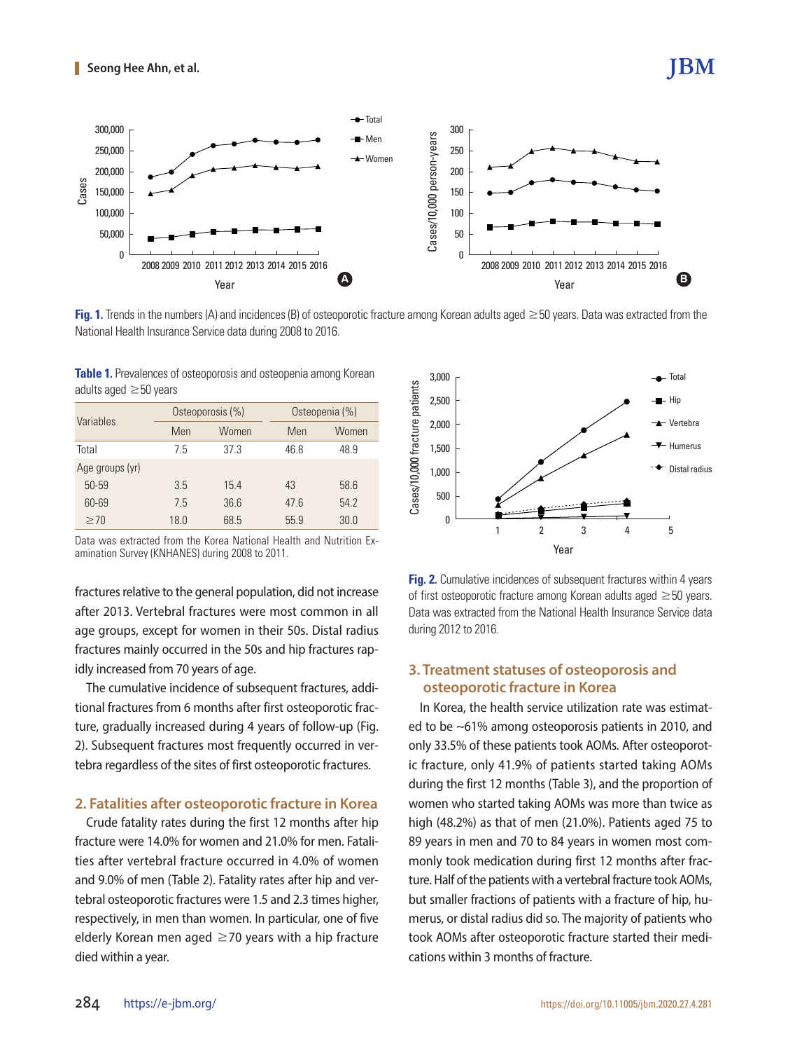Fig. 1. Trends in the numbers (A) and incidences (B) of osteoporotic fracture among Korean adults aged ≥50 years. Data was extracted from the National Health Insurance Service data during 2008 to 2016.

Table 1. Prevalences of osteoporosis and osteopenia among Korean adults aged ≥50 years

| Variables | Osteoporosis (%) | | Osteopenia (%) | |
|---|---|---|---|---|
| | Men | Women | Men | Women |
| Total | 7.5 | 37.3 | 46.8 | 48.9 |
| Age groups (yr) | | | | |
| 50-59 | 3.5 | 15.4 | 43 | 58.6 |
| 60-69 | 7.5 | 36.6 | 47.6 | 54.2 |
| ≥70 | 18.0 | 68.5 | 55.9 | 30.0 |

Data was extracted from the Korea National Health and Nutrition Examination Survey (KNHANES) during 2008 to 2011.

fractures relative to the general population, did not increase after 2013. Vertebral fractures were most common in all age groups, except for women in their 50s. Distal radius fractures mainly occurred in the 50s and hip fractures rapidly increased from 70 years of age.

The cumulative incidence of subsequent fractures, additional fractures from 6 months after first osteoporotic fracture, gradually increased during 4 years of follow-up (Fig. 2). Subsequent fractures most frequently occurred in vertebra regardless of the sites of first osteoporotic fractures.

## 2. Fatalities after osteoporotic fracture in Korea

Crude fatality rates during the first 12 months after hip fracture were 14.0% for women and 21.0% for men. Fatalities after vertebral fracture occurred in 4.0% of women and 9.0% of men (Table 2). Fatality rates after hip and vertebral osteoporotic fractures were 1.5 and 2.3 times higher, respectively, in men than women. In particular, one of five elderly Korean men aged ≥70 years with a hip fracture died within a year.

Fig. 2. Cumulative incidences of subsequent fractures within 4 years of first osteoporotic fracture among Korean adults aged ≥50 years. Data was extracted from the National Health Insurance Service data during 2012 to 2016.

## 3. Treatment statuses of osteoporosis and osteoporotic fracture in Korea

In Korea, the health service utilization rate was estimated to be ~61% among osteoporosis patients in 2010, and only 33.5% of these patients took AOMs. After osteoporotic fracture, only 41.9% of patients started taking AOMs during the first 12 months (Table 3), and the proportion of women who started taking AOMs was more than twice as high (48.2%) as that of men (21.0%). Patients aged 75 to 89 years in men and 70 to 84 years in women most commonly took medication during first 12 months after fracture. Half of the patients with a vertebral fracture took AOMs, but smaller fractions of patients with a fracture of hip, humerus, or distal radius did so. The majority of patients who took AOMs after osteoporotic fracture started their medications within 3 months of fracture.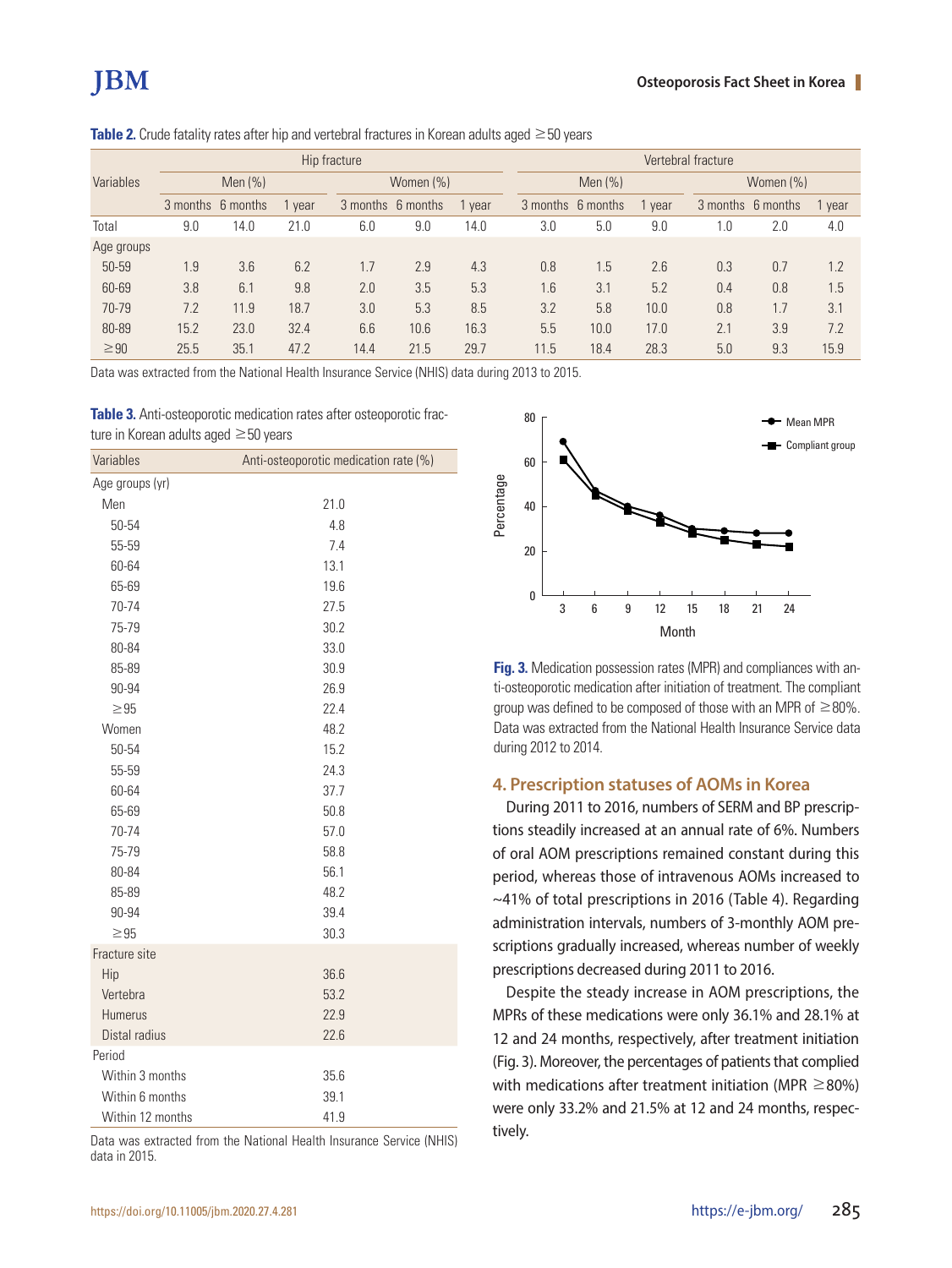**Table 2.** Crude fatality rates after hip and vertebral fractures in Korean adults aged ≥50 years

| Variables | Hip fracture | | | | | | Vertebral fracture | | | | | |
|---|---|---|---|---|---|---|---|---|---|---|---|---|
| | Men (%) | | | Women (%) | | | Men (%) | | | Women (%) | | |
| | 3 months | 6 months | 1 year | 3 months | 6 months | 1 year | 3 months | 6 months | 1 year | 3 months | 6 months | 1 year |
| Total | 9.0 | 14.0 | 21.0 | 6.0 | 9.0 | 14.0 | 3.0 | 5.0 | 9.0 | 1.0 | 2.0 | 4.0 |
| Age groups | | | | | | | | | | | | |
| 50-59 | 1.9 | 3.6 | 6.2 | 1.7 | 2.9 | 4.3 | 0.8 | 1.5 | 2.6 | 0.3 | 0.7 | 1.2 |
| 60-69 | 3.8 | 6.1 | 9.8 | 2.0 | 3.5 | 5.3 | 1.6 | 3.1 | 5.2 | 0.4 | 0.8 | 1.5 |
| 70-79 | 7.2 | 11.9 | 18.7 | 3.0 | 5.3 | 8.5 | 3.2 | 5.8 | 10.0 | 0.8 | 1.7 | 3.1 |
| 80-89 | 15.2 | 23.0 | 32.4 | 6.6 | 10.6 | 16.3 | 5.5 | 10.0 | 17.0 | 2.1 | 3.9 | 7.2 |
| ≥90 | 25.5 | 35.1 | 47.2 | 14.4 | 21.5 | 29.7 | 11.5 | 18.4 | 28.3 | 5.0 | 9.3 | 15.9 |

Data was extracted from the National Health Insurance Service (NHIS) data during 2013 to 2015.

**Table 3.** Anti-osteoporotic medication rates after osteoporotic fracture in Korean adults aged ≥50 years

| Variables | Anti-osteoporotic medication rate (%) |
|---|---|
| Age groups (yr) | |
| Men | 21.0 |
| 50-54 | 4.8 |
| 55-59 | 7.4 |
| 60-64 | 13.1 |
| 65-69 | 19.6 |
| 70-74 | 27.5 |
| 75-79 | 30.2 |
| 80-84 | 33.0 |
| 85-89 | 30.9 |
| 90-94 | 26.9 |
| ≥95 | 22.4 |
| Women | 48.2 |
| 50-54 | 15.2 |
| 55-59 | 24.3 |
| 60-64 | 37.7 |
| 65-69 | 50.8 |
| 70-74 | 57.0 |
| 75-79 | 58.8 |
| 80-84 | 56.1 |
| 85-89 | 48.2 |
| 90-94 | 39.4 |
| ≥95 | 30.3 |
| Fracture site | |
| Hip | 36.6 |
| Vertebra | 53.2 |
| Humerus | 22.9 |
| Distal radius | 22.6 |
| Period | |
| Within 3 months | 35.6 |
| Within 6 months | 39.1 |
| Within 12 months | 41.9 |

Data was extracted from the National Health Insurance Service (NHIS) data in 2015.

**Fig. 3.** Medication possession rates (MPR) and compliances with anti-osteoporotic medication after initiation of treatment. The compliant group was defined to be composed of those with an MPR of ≥80%. Data was extracted from the National Health Insurance Service data during 2012 to 2014.

## 4. Prescription statuses of AOMs in Korea

During 2011 to 2016, numbers of SERM and BP prescriptions steadily increased at an annual rate of 6%. Numbers of oral AOM prescriptions remained constant during this period, whereas those of intravenous AOMs increased to ~41% of total prescriptions in 2016 (Table 4). Regarding administration intervals, numbers of 3-monthly AOM prescriptions gradually increased, whereas number of weekly prescriptions decreased during 2011 to 2016.

Despite the steady increase in AOM prescriptions, the MPRs of these medications were only 36.1% and 28.1% at 12 and 24 months, respectively, after treatment initiation (Fig. 3). Moreover, the percentages of patients that complied with medications after treatment initiation (MPR ≥80%) were only 33.2% and 21.5% at 12 and 24 months, respectively.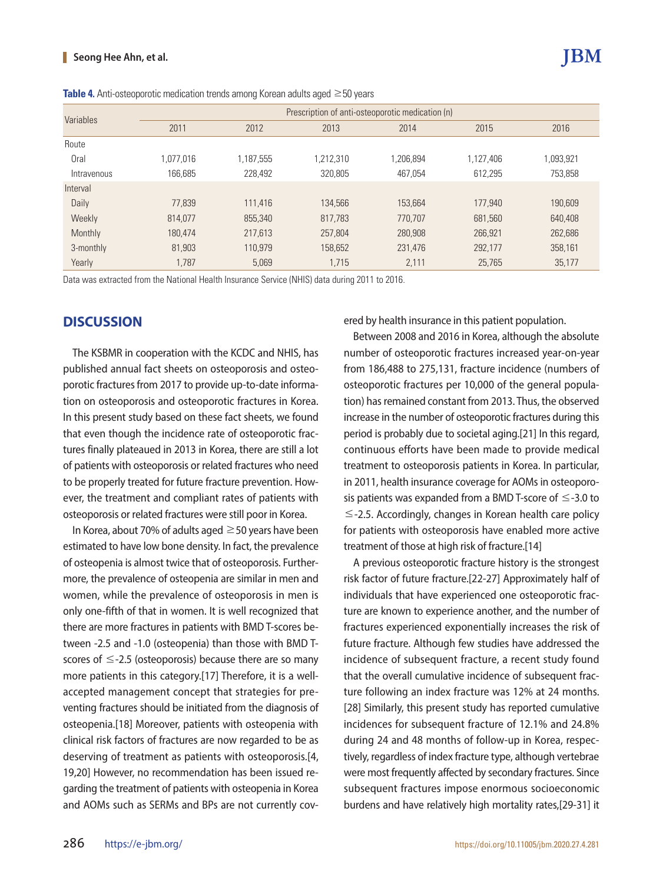**Table 4.** Anti-osteoporotic medication trends among Korean adults aged ≥50 years

| Variables | Prescription of anti-osteoporotic medication (n) | | | | | |
|---|---|---|---|---|---|---|
| | 2011 | 2012 | 2013 | 2014 | 2015 | 2016 |
| Route | | | | | | |
| Oral | 1,077,016 | 1,187,555 | 1,212,310 | 1,206,894 | 1,127,406 | 1,093,921 |
| Intravenous | 166,685 | 228,492 | 320,805 | 467,054 | 612,295 | 753,858 |
| Interval | | | | | | |
| Daily | 77,839 | 111,416 | 134,566 | 153,664 | 177,940 | 190,609 |
| Weekly | 814,077 | 855,340 | 817,783 | 770,707 | 681,560 | 640,408 |
| Monthly | 180,474 | 217,613 | 257,804 | 280,908 | 266,921 | 262,686 |
| 3-monthly | 81,903 | 110,979 | 158,652 | 231,476 | 292,177 | 358,161 |
| Yearly | 1,787 | 5,069 | 1,715 | 2,111 | 25,765 | 35,177 |

Data was extracted from the National Health Insurance Service (NHIS) data during 2011 to 2016.

## DISCUSSION

The KSBMR in cooperation with the KCDC and NHIS, has published annual fact sheets on osteoporosis and osteoporotic fractures from 2017 to provide up-to-date information on osteoporosis and osteoporotic fractures in Korea. In this present study based on these fact sheets, we found that even though the incidence rate of osteoporotic fractures finally plateaued in 2013 in Korea, there are still a lot of patients with osteoporosis or related fractures who need to be properly treated for future fracture prevention. However, the treatment and compliant rates of patients with osteoporosis or related fractures were still poor in Korea.

In Korea, about 70% of adults aged ≥50 years have been estimated to have low bone density. In fact, the prevalence of osteopenia is almost twice that of osteoporosis. Furthermore, the prevalence of osteopenia are similar in men and women, while the prevalence of osteoporosis in men is only one-fifth of that in women. It is well recognized that there are more fractures in patients with BMD T-scores between -2.5 and -1.0 (osteopenia) than those with BMD T-scores of ≤-2.5 (osteoporosis) because there are so many more patients in this category.[17] Therefore, it is a well-accepted management concept that strategies for preventing fractures should be initiated from the diagnosis of osteopenia.[18] Moreover, patients with osteopenia with clinical risk factors of fractures are now regarded to be as deserving of treatment as patients with osteoporosis.[4, 19,20] However, no recommendation has been issued regarding the treatment of patients with osteopenia in Korea and AOMs such as SERMs and BPs are not currently covered by health insurance in this patient population.

Between 2008 and 2016 in Korea, although the absolute number of osteoporotic fractures increased year-on-year from 186,488 to 275,131, fracture incidence (numbers of osteoporotic fractures per 10,000 of the general population) has remained constant from 2013. Thus, the observed increase in the number of osteoporotic fractures during this period is probably due to societal aging.[21] In this regard, continuous efforts have been made to provide medical treatment to osteoporosis patients in Korea. In particular, in 2011, health insurance coverage for AOMs in osteoporosis patients was expanded from a BMD T-score of ≤-3.0 to ≤-2.5. Accordingly, changes in Korean health care policy for patients with osteoporosis have enabled more active treatment of those at high risk of fracture.[14]

A previous osteoporotic fracture history is the strongest risk factor of future fracture.[22-27] Approximately half of individuals that have experienced one osteoporotic fracture are known to experience another, and the number of fractures experienced exponentially increases the risk of future fracture. Although few studies have addressed the incidence of subsequent fracture, a recent study found that the overall cumulative incidence of subsequent fracture following an index fracture was 12% at 24 months.[28] Similarly, this present study has reported cumulative incidences for subsequent fracture of 12.1% and 24.8% during 24 and 48 months of follow-up in Korea, respectively, regardless of index fracture type, although vertebrae were most frequently affected by secondary fractures. Since subsequent fractures impose enormous socioeconomic burdens and have relatively high mortality rates,[29-31] it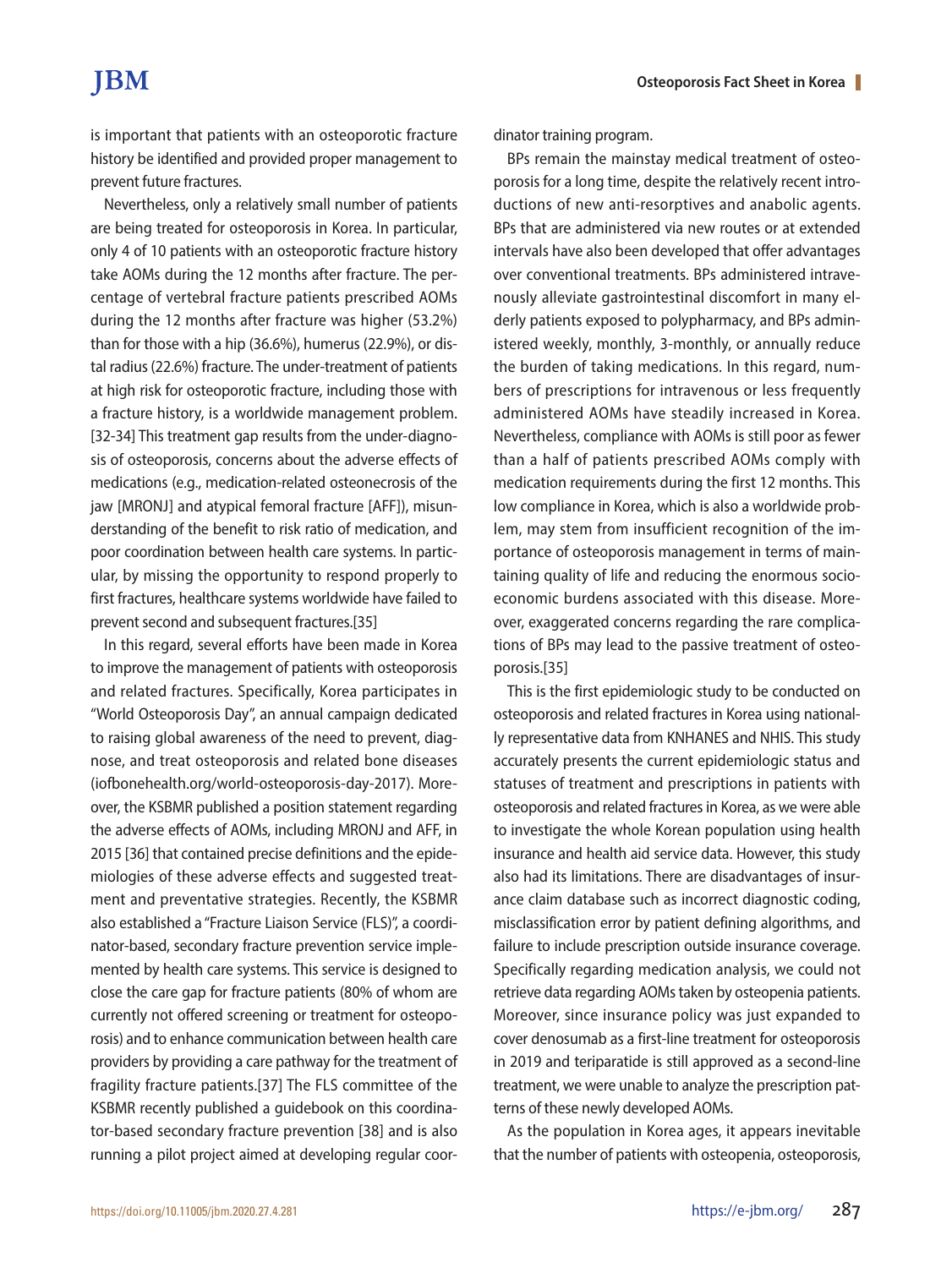is important that patients with an osteoporotic fracture history be identified and provided proper management to prevent future fractures.

Nevertheless, only a relatively small number of patients are being treated for osteoporosis in Korea. In particular, only 4 of 10 patients with an osteoporotic fracture history take AOMs during the 12 months after fracture. The percentage of vertebral fracture patients prescribed AOMs during the 12 months after fracture was higher (53.2%) than for those with a hip (36.6%), humerus (22.9%), or distal radius (22.6%) fracture. The under-treatment of patients at high risk for osteoporotic fracture, including those with a fracture history, is a worldwide management problem.[32-34] This treatment gap results from the under-diagnosis of osteoporosis, concerns about the adverse effects of medications (e.g., medication-related osteonecrosis of the jaw [MRONJ] and atypical femoral fracture [AFF]), misunderstanding of the benefit to risk ratio of medication, and poor coordination between health care systems. In particular, by missing the opportunity to respond properly to first fractures, healthcare systems worldwide have failed to prevent second and subsequent fractures.[35]

In this regard, several efforts have been made in Korea to improve the management of patients with osteoporosis and related fractures. Specifically, Korea participates in "World Osteoporosis Day", an annual campaign dedicated to raising global awareness of the need to prevent, diagnose, and treat osteoporosis and related bone diseases (iofbonehealth.org/world-osteoporosis-day-2017). Moreover, the KSBMR published a position statement regarding the adverse effects of AOMs, including MRONJ and AFF, in 2015 [36] that contained precise definitions and the epidemiologies of these adverse effects and suggested treatment and preventative strategies. Recently, the KSBMR also established a "Fracture Liaison Service (FLS)", a coordinator-based, secondary fracture prevention service implemented by health care systems. This service is designed to close the care gap for fracture patients (80% of whom are currently not offered screening or treatment for osteoporosis) and to enhance communication between health care providers by providing a care pathway for the treatment of fragility fracture patients.[37] The FLS committee of the KSBMR recently published a guidebook on this coordinator-based secondary fracture prevention [38] and is also running a pilot project aimed at developing regular coordinator training program.

BPs remain the mainstay medical treatment of osteoporosis for a long time, despite the relatively recent introductions of new anti-resorptives and anabolic agents. BPs that are administered via new routes or at extended intervals have also been developed that offer advantages over conventional treatments. BPs administered intravenously alleviate gastrointestinal discomfort in many elderly patients exposed to polypharmacy, and BPs administered weekly, monthly, 3-monthly, or annually reduce the burden of taking medications. In this regard, numbers of prescriptions for intravenous or less frequently administered AOMs have steadily increased in Korea. Nevertheless, compliance with AOMs is still poor as fewer than a half of patients prescribed AOMs comply with medication requirements during the first 12 months. This low compliance in Korea, which is also a worldwide problem, may stem from insufficient recognition of the importance of osteoporosis management in terms of maintaining quality of life and reducing the enormous socioeconomic burdens associated with this disease. Moreover, exaggerated concerns regarding the rare complications of BPs may lead to the passive treatment of osteoporosis.[35]

This is the first epidemiologic study to be conducted on osteoporosis and related fractures in Korea using nationally representative data from KNHANES and NHIS. This study accurately presents the current epidemiologic status and statuses of treatment and prescriptions in patients with osteoporosis and related fractures in Korea, as we were able to investigate the whole Korean population using health insurance and health aid service data. However, this study also had its limitations. There are disadvantages of insurance claim database such as incorrect diagnostic coding, misclassification error by patient defining algorithms, and failure to include prescription outside insurance coverage. Specifically regarding medication analysis, we could not retrieve data regarding AOMs taken by osteopenia patients. Moreover, since insurance policy was just expanded to cover denosumab as a first-line treatment for osteoporosis in 2019 and teriparatide is still approved as a second-line treatment, we were unable to analyze the prescription patterns of these newly developed AOMs.

As the population in Korea ages, it appears inevitable that the number of patients with osteopenia, osteoporosis,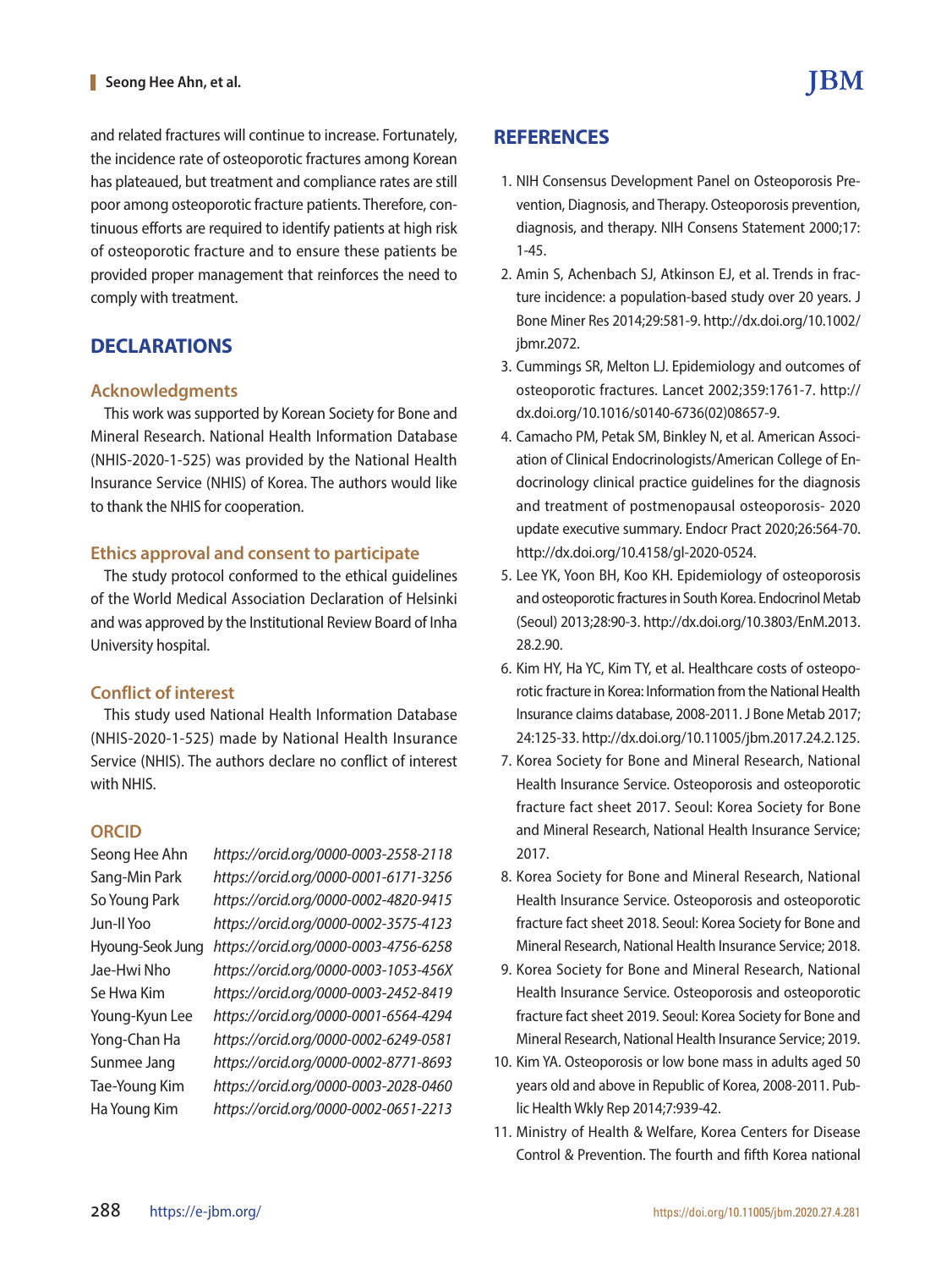and related fractures will continue to increase. Fortunately, the incidence rate of osteoporotic fractures among Korean has plateaued, but treatment and compliance rates are still poor among osteoporotic fracture patients. Therefore, continuous efforts are required to identify patients at high risk of osteoporotic fracture and to ensure these patients be provided proper management that reinforces the need to comply with treatment.

## DECLARATIONS

### Acknowledgments

This work was supported by Korean Society for Bone and Mineral Research. National Health Information Database (NHIS-2020-1-525) was provided by the National Health Insurance Service (NHIS) of Korea. The authors would like to thank the NHIS for cooperation.

### Ethics approval and consent to participate

The study protocol conformed to the ethical guidelines of the World Medical Association Declaration of Helsinki and was approved by the Institutional Review Board of Inha University hospital.

### Conflict of interest

This study used National Health Information Database (NHIS-2020-1-525) made by National Health Insurance Service (NHIS). The authors declare no conflict of interest with NHIS.

### ORCID

| | |
|---|---|
| Seong Hee Ahn | *https://orcid.org/0000-0003-2558-2118* |
| Sang-Min Park | *https://orcid.org/0000-0001-6171-3256* |
| So Young Park | *https://orcid.org/0000-0002-4820-9415* |
| Jun-Il Yoo | *https://orcid.org/0000-0002-3575-4123* |
| Hyoung-Seok Jung | *https://orcid.org/0000-0003-4756-6258* |
| Jae-Hwi Nho | *https://orcid.org/0000-0003-1053-456X* |
| Se Hwa Kim | *https://orcid.org/0000-0003-2452-8419* |
| Young-Kyun Lee | *https://orcid.org/0000-0001-6564-4294* |
| Yong-Chan Ha | *https://orcid.org/0000-0002-6249-0581* |
| Sunmee Jang | *https://orcid.org/0000-0002-8771-8693* |
| Tae-Young Kim | *https://orcid.org/0000-0003-2028-0460* |
| Ha Young Kim | *https://orcid.org/0000-0002-0651-2213* |

## REFERENCES

1. NIH Consensus Development Panel on Osteoporosis Prevention, Diagnosis, and Therapy. Osteoporosis prevention, diagnosis, and therapy. NIH Consens Statement 2000;17:1-45.
2. Amin S, Achenbach SJ, Atkinson EJ, et al. Trends in fracture incidence: a population-based study over 20 years. J Bone Miner Res 2014;29:581-9. http://dx.doi.org/10.1002/jbmr.2072.
3. Cummings SR, Melton LJ. Epidemiology and outcomes of osteoporotic fractures. Lancet 2002;359:1761-7. http://dx.doi.org/10.1016/s0140-6736(02)08657-9.
4. Camacho PM, Petak SM, Binkley N, et al. American Association of Clinical Endocrinologists/American College of Endocrinology clinical practice guidelines for the diagnosis and treatment of postmenopausal osteoporosis- 2020 update executive summary. Endocr Pract 2020;26:564-70. http://dx.doi.org/10.4158/gl-2020-0524.
5. Lee YK, Yoon BH, Koo KH. Epidemiology of osteoporosis and osteoporotic fractures in South Korea. Endocrinol Metab (Seoul) 2013;28:90-3. http://dx.doi.org/10.3803/EnM.2013.28.2.90.
6. Kim HY, Ha YC, Kim TY, et al. Healthcare costs of osteoporotic fracture in Korea: Information from the National Health Insurance claims database, 2008-2011. J Bone Metab 2017;24:125-33. http://dx.doi.org/10.11005/jbm.2017.24.2.125.
7. Korea Society for Bone and Mineral Research, National Health Insurance Service. Osteoporosis and osteoporotic fracture fact sheet 2017. Seoul: Korea Society for Bone and Mineral Research, National Health Insurance Service; 2017.
8. Korea Society for Bone and Mineral Research, National Health Insurance Service. Osteoporosis and osteoporotic fracture fact sheet 2018. Seoul: Korea Society for Bone and Mineral Research, National Health Insurance Service; 2018.
9. Korea Society for Bone and Mineral Research, National Health Insurance Service. Osteoporosis and osteoporotic fracture fact sheet 2019. Seoul: Korea Society for Bone and Mineral Research, National Health Insurance Service; 2019.
10. Kim YA. Osteoporosis or low bone mass in adults aged 50 years old and above in Republic of Korea, 2008-2011. Public Health Wkly Rep 2014;7:939-42.
11. Ministry of Health & Welfare, Korea Centers for Disease Control & Prevention. The fourth and fifth Korea national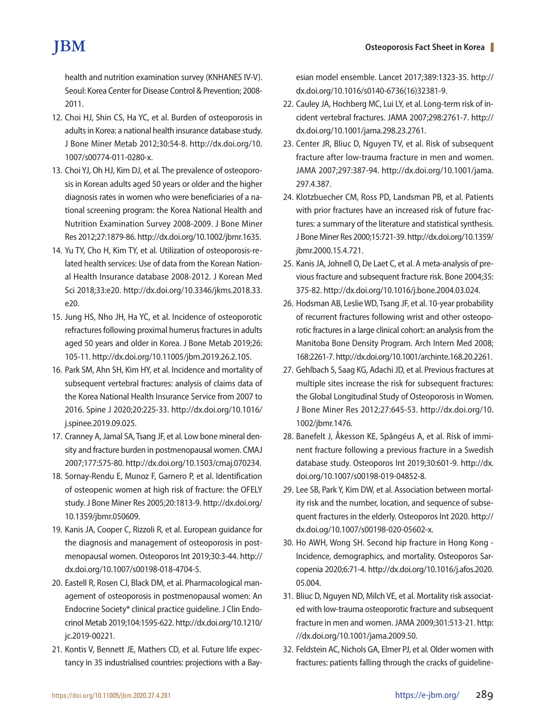health and nutrition examination survey (KNHANES IV-V). Seoul: Korea Center for Disease Control & Prevention; 2008-2011.

12. Choi HJ, Shin CS, Ha YC, et al. Burden of osteoporosis in adults in Korea: a national health insurance database study. J Bone Miner Metab 2012;30:54-8. http://dx.doi.org/10.1007/s00774-011-0280-x.
13. Choi YJ, Oh HJ, Kim DJ, et al. The prevalence of osteoporosis in Korean adults aged 50 years or older and the higher diagnosis rates in women who were beneficiaries of a national screening program: the Korea National Health and Nutrition Examination Survey 2008-2009. J Bone Miner Res 2012;27:1879-86. http://dx.doi.org/10.1002/jbmr.1635.
14. Yu TY, Cho H, Kim TY, et al. Utilization of osteoporosis-related health services: Use of data from the Korean National Health Insurance database 2008-2012. J Korean Med Sci 2018;33:e20. http://dx.doi.org/10.3346/jkms.2018.33.e20.
15. Jung HS, Nho JH, Ha YC, et al. Incidence of osteoporotic refractures following proximal humerus fractures in adults aged 50 years and older in Korea. J Bone Metab 2019;26:105-11. http://dx.doi.org/10.11005/jbm.2019.26.2.105.
16. Park SM, Ahn SH, Kim HY, et al. Incidence and mortality of subsequent vertebral fractures: analysis of claims data of the Korea National Health Insurance Service from 2007 to 2016. Spine J 2020;20:225-33. http://dx.doi.org/10.1016/j.spinee.2019.09.025.
17. Cranney A, Jamal SA, Tsang JF, et al. Low bone mineral density and fracture burden in postmenopausal women. CMAJ 2007;177:575-80. http://dx.doi.org/10.1503/cmaj.070234.
18. Sornay-Rendu E, Munoz F, Garnero P, et al. Identification of osteopenic women at high risk of fracture: the OFELY study. J Bone Miner Res 2005;20:1813-9. http://dx.doi.org/10.1359/jbmr.050609.
19. Kanis JA, Cooper C, Rizzoli R, et al. European guidance for the diagnosis and management of osteoporosis in postmenopausal women. Osteoporos Int 2019;30:3-44. http://dx.doi.org/10.1007/s00198-018-4704-5.
20. Eastell R, Rosen CJ, Black DM, et al. Pharmacological management of osteoporosis in postmenopausal women: An Endocrine Society* clinical practice guideline. J Clin Endocrinol Metab 2019;104:1595-622. http://dx.doi.org/10.1210/jc.2019-00221.
21. Kontis V, Bennett JE, Mathers CD, et al. Future life expectancy in 35 industrialised countries: projections with a Bayesian model ensemble. Lancet 2017;389:1323-35. http://dx.doi.org/10.1016/s0140-6736(16)32381-9.
22. Cauley JA, Hochberg MC, Lui LY, et al. Long-term risk of incident vertebral fractures. JAMA 2007;298:2761-7. http://dx.doi.org/10.1001/jama.298.23.2761.
23. Center JR, Bliuc D, Nguyen TV, et al. Risk of subsequent fracture after low-trauma fracture in men and women. JAMA 2007;297:387-94. http://dx.doi.org/10.1001/jama.297.4.387.
24. Klotzbuecher CM, Ross PD, Landsman PB, et al. Patients with prior fractures have an increased risk of future fractures: a summary of the literature and statistical synthesis. J Bone Miner Res 2000;15:721-39. http://dx.doi.org/10.1359/jbmr.2000.15.4.721.
25. Kanis JA, Johnell O, De Laet C, et al. A meta-analysis of previous fracture and subsequent fracture risk. Bone 2004;35:375-82. http://dx.doi.org/10.1016/j.bone.2004.03.024.
26. Hodsman AB, Leslie WD, Tsang JF, et al. 10-year probability of recurrent fractures following wrist and other osteoporotic fractures in a large clinical cohort: an analysis from the Manitoba Bone Density Program. Arch Intern Med 2008;168:2261-7. http://dx.doi.org/10.1001/archinte.168.20.2261.
27. Gehlbach S, Saag KG, Adachi JD, et al. Previous fractures at multiple sites increase the risk for subsequent fractures: the Global Longitudinal Study of Osteoporosis in Women. J Bone Miner Res 2012;27:645-53. http://dx.doi.org/10.1002/jbmr.1476.
28. Banefelt J, Åkesson KE, Spångéus A, et al. Risk of imminent fracture following a previous fracture in a Swedish database study. Osteoporos Int 2019;30:601-9. http://dx.doi.org/10.1007/s00198-019-04852-8.
29. Lee SB, Park Y, Kim DW, et al. Association between mortality risk and the number, location, and sequence of subsequent fractures in the elderly. Osteoporos Int 2020. http://dx.doi.og/10.1007/s00198-020-05602-x.
30. Ho AWH, Wong SH. Second hip fracture in Hong Kong - Incidence, demographics, and mortality. Osteoporos Sarcopenia 2020;6:71-4. http://dx.doi.org/10.1016/j.afos.2020.05.004.
31. Bliuc D, Nguyen ND, Milch VE, et al. Mortality risk associated with low-trauma osteoporotic fracture and subsequent fracture in men and women. JAMA 2009;301:513-21. http://dx.doi.org/10.1001/jama.2009.50.
32. Feldstein AC, Nichols GA, Elmer PJ, et al. Older women with fractures: patients falling through the cracks of guideline-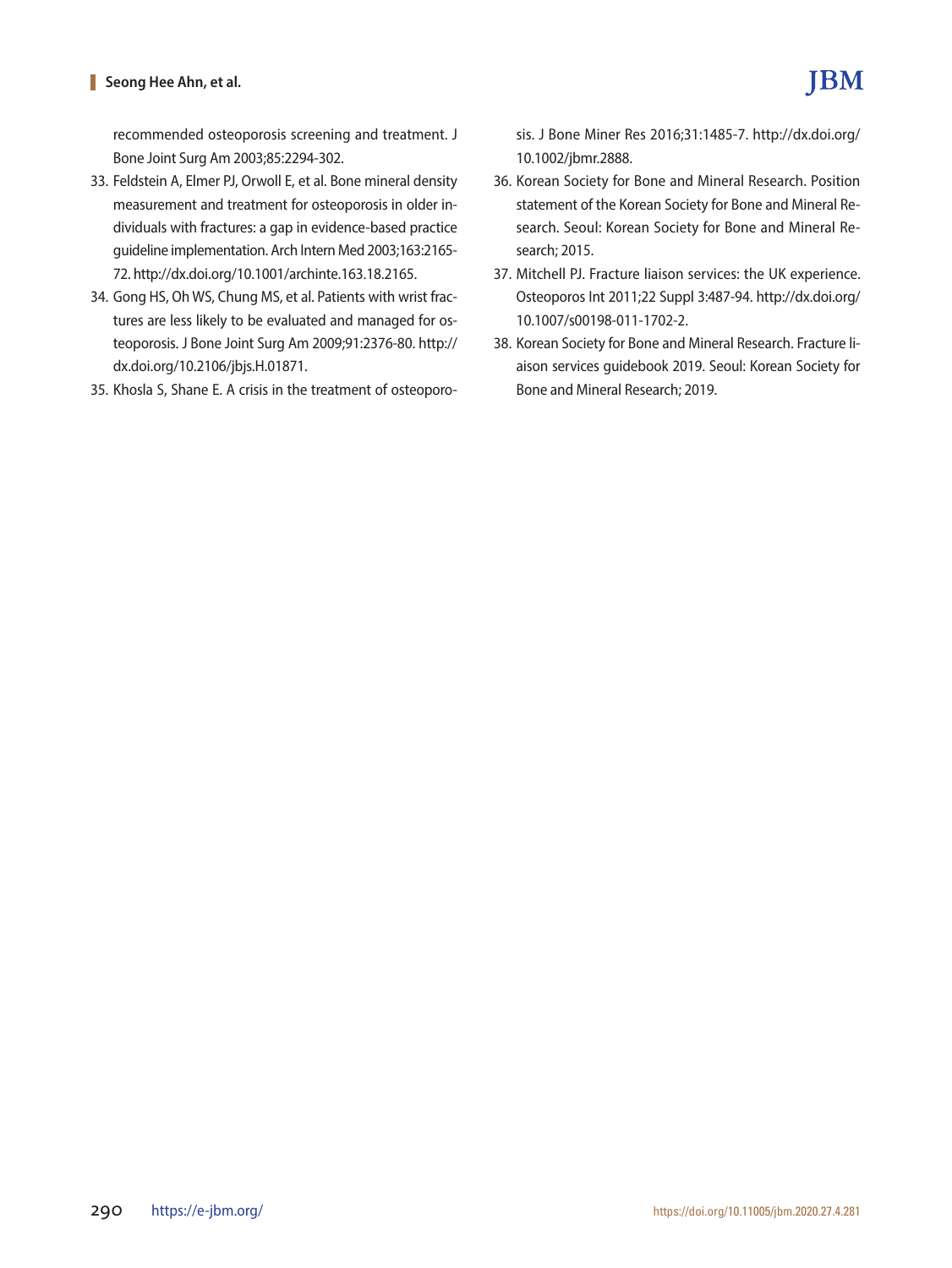recommended osteoporosis screening and treatment. J Bone Joint Surg Am 2003;85:2294-302.

33. Feldstein A, Elmer PJ, Orwoll E, et al. Bone mineral density measurement and treatment for osteoporosis in older individuals with fractures: a gap in evidence-based practice guideline implementation. Arch Intern Med 2003;163:2165-72. http://dx.doi.org/10.1001/archinte.163.18.2165.
34. Gong HS, Oh WS, Chung MS, et al. Patients with wrist fractures are less likely to be evaluated and managed for osteoporosis. J Bone Joint Surg Am 2009;91:2376-80. http://dx.doi.org/10.2106/jbjs.H.01871.
35. Khosla S, Shane E. A crisis in the treatment of osteoporosis. J Bone Miner Res 2016;31:1485-7. http://dx.doi.org/10.1002/jbmr.2888.
36. Korean Society for Bone and Mineral Research. Position statement of the Korean Society for Bone and Mineral Research. Seoul: Korean Society for Bone and Mineral Research; 2015.
37. Mitchell PJ. Fracture liaison services: the UK experience. Osteoporos Int 2011;22 Suppl 3:487-94. http://dx.doi.org/10.1007/s00198-011-1702-2.
38. Korean Society for Bone and Mineral Research. Fracture liaison services guidebook 2019. Seoul: Korean Society for Bone and Mineral Research; 2019.